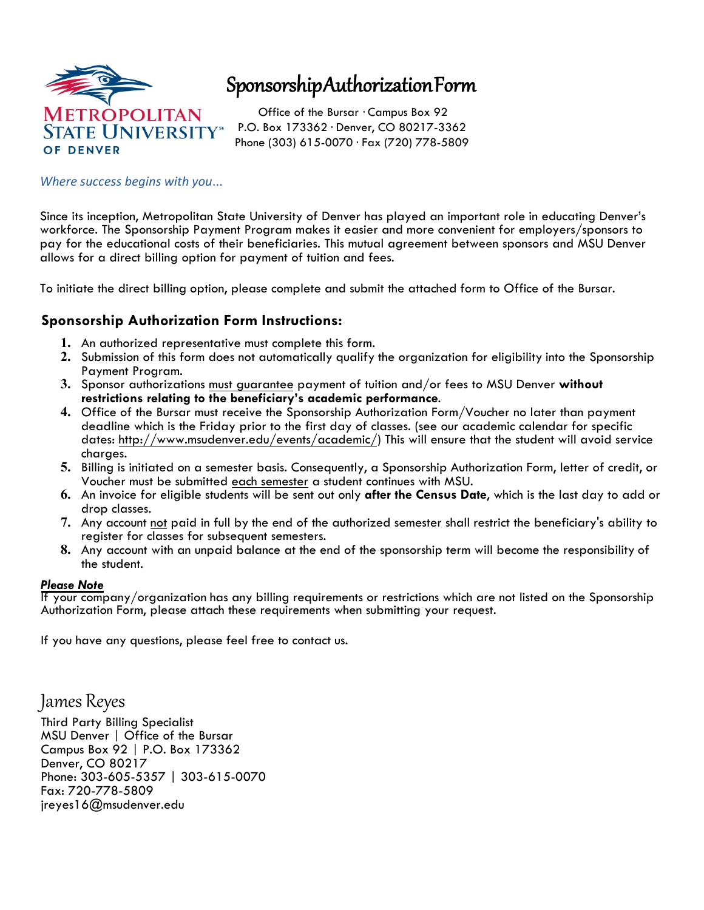# Sponsorship Authorization Form

METROPOLITAN STATE UNIVERSITY OF DENVER

Office of the Bursar · Campus Box 92
P.O. Box 173362 · Denver, CO 80217-3362
Phone (303) 615-0070 · Fax (720) 778-5809

*Where success begins with you…*

Since its inception, Metropolitan State University of Denver has played an important role in educating Denver's workforce. The Sponsorship Payment Program makes it easier and more convenient for employers/sponsors to pay for the educational costs of their beneficiaries. This mutual agreement between sponsors and MSU Denver allows for a direct billing option for payment of tuition and fees.

To initiate the direct billing option, please complete and submit the attached form to Office of the Bursar.

## Sponsorship Authorization Form Instructions:

1. An authorized representative must complete this form.
2. Submission of this form does not automatically qualify the organization for eligibility into the Sponsorship Payment Program.
3. Sponsor authorizations must guarantee payment of tuition and/or fees to MSU Denver **without restrictions relating to the beneficiary's academic performance**.
4. Office of the Bursar must receive the Sponsorship Authorization Form/Voucher no later than payment deadline which is the Friday prior to the first day of classes. (see our academic calendar for specific dates: http://www.msudenver.edu/events/academic/) This will ensure that the student will avoid service charges.
5. Billing is initiated on a semester basis. Consequently, a Sponsorship Authorization Form, letter of credit, or Voucher must be submitted each semester a student continues with MSU.
6. An invoice for eligible students will be sent out only **after the Census Date**, which is the last day to add or drop classes.
7. Any account not paid in full by the end of the authorized semester shall restrict the beneficiary's ability to register for classes for subsequent semesters.
8. Any account with an unpaid balance at the end of the sponsorship term will become the responsibility of the student.

***Please Note***

If your company/organization has any billing requirements or restrictions which are not listed on the Sponsorship Authorization Form, please attach these requirements when submitting your request.

If you have any questions, please feel free to contact us.

James Reyes

Third Party Billing Specialist
MSU Denver | Office of the Bursar
Campus Box 92 | P.O. Box 173362
Denver, CO 80217
Phone: 303-605-5357 | 303-615-0070
Fax: 720-778-5809
jreyes16@msudenver.edu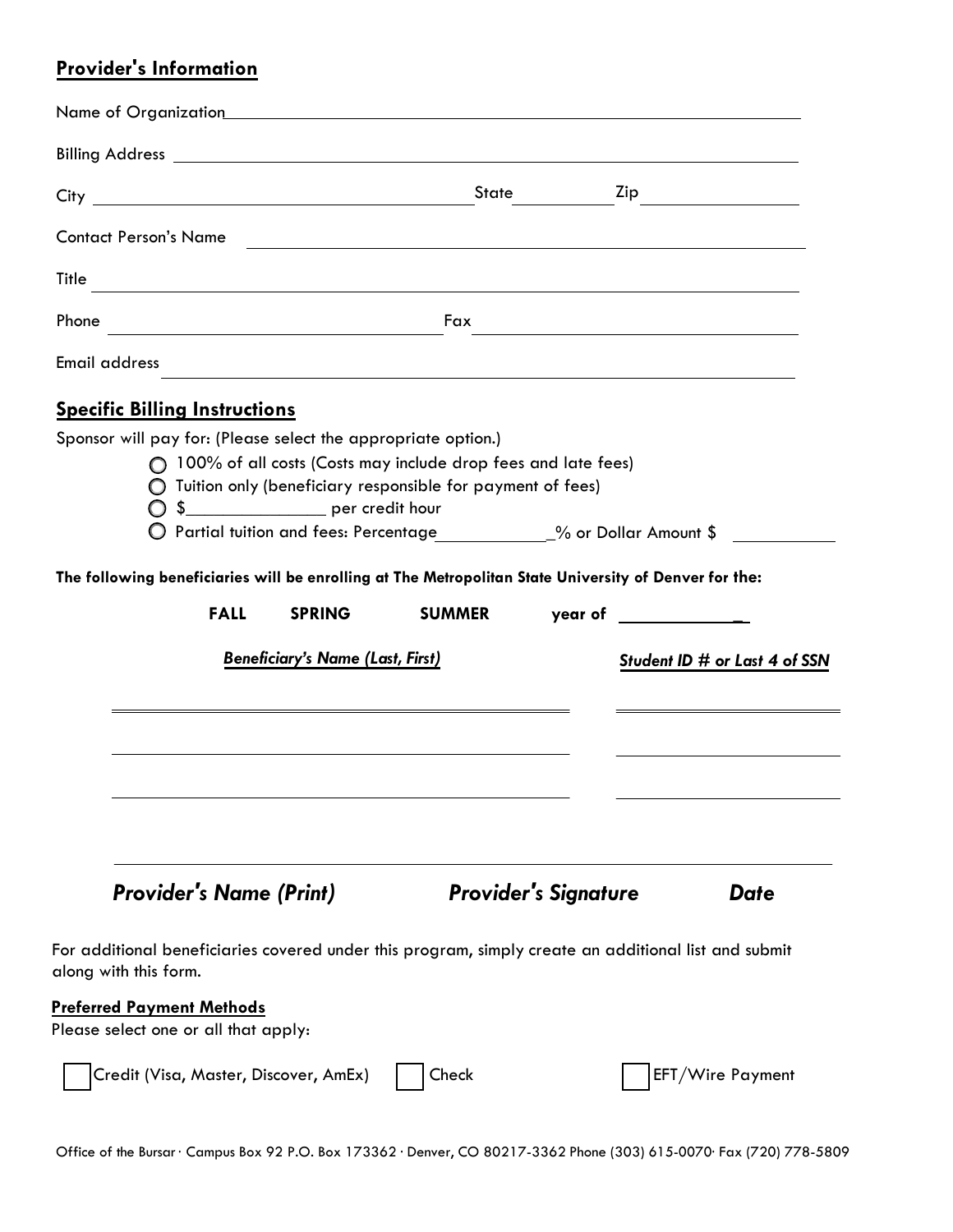## Provider's Information

Name of Organization\_\_\_\_\_\_\_\_\_\_\_\_\_\_\_\_\_\_\_\_\_\_\_\_\_\_\_\_\_\_\_\_\_\_\_\_\_\_\_\_

Billing Address \_\_\_\_\_\_\_\_\_\_\_\_\_\_\_\_\_\_\_\_\_\_\_\_\_\_\_\_\_\_\_\_\_\_\_\_\_\_\_\_

City \_\_\_\_\_\_\_\_\_\_\_\_\_\_\_\_\_\_\_\_\_\_\_\_ State \_\_\_\_\_\_\_\_ Zip \_\_\_\_\_\_\_\_\_\_\_\_

Contact Person's Name \_\_\_\_\_\_\_\_\_\_\_\_\_\_\_\_\_\_\_\_\_\_\_\_\_\_\_\_\_\_\_\_\_\_\_\_

Title \_\_\_\_\_\_\_\_\_\_\_\_\_\_\_\_\_\_\_\_\_\_\_\_\_\_\_\_\_\_\_\_\_\_\_\_\_\_\_\_\_\_\_\_\_\_

Phone \_\_\_\_\_\_\_\_\_\_\_\_\_\_\_\_\_\_\_\_\_\_\_\_ Fax \_\_\_\_\_\_\_\_\_\_\_\_\_\_\_\_\_\_\_\_\_\_\_\_

Email address \_\_\_\_\_\_\_\_\_\_\_\_\_\_\_\_\_\_\_\_\_\_\_\_\_\_\_\_\_\_\_\_\_\_\_\_\_\_\_\_

## Specific Billing Instructions

Sponsor will pay for: (Please select the appropriate option.)

- ○ 100% of all costs (Costs may include drop fees and late fees)
- ○ Tuition only (beneficiary responsible for payment of fees)
- ○ $\_\_\_\_\_\_\_\_\_\_\_\_\_\_\_ per credit hour
- ○ Partial tuition and fees: Percentage\_\_\_\_\_\_\_\_\_\_\_\_\_% or Dollar Amount $ \_\_\_\_\_\_\_\_\_\_\_\_

**The following beneficiaries will be enrolling at The Metropolitan State University of Denver for the:**

**FALL  SPRING  SUMMER  year of** \_\_\_\_\_\_\_\_\_\_\_\_\_\_

| ***Beneficiary's Name (Last, First)*** | ***Student ID # or Last 4 of SSN*** |
|---|---|
| | |
| | |
| | |

\_\_\_\_\_\_\_\_\_\_\_\_\_\_\_\_\_\_\_\_\_\_\_\_\_\_\_\_\_\_\_\_\_\_\_\_\_\_\_\_\_\_\_\_\_\_\_\_\_\_\_\_\_\_\_\_\_\_

***Provider's Name (Print)***  ***Provider's Signature***  ***Date***

For additional beneficiaries covered under this program, simply create an additional list and submit along with this form.

**Preferred Payment Methods**

Please select one or all that apply:

☐ Credit (Visa, Master, Discover, AmEx)  ☐ Check  ☐ EFT/Wire Payment

Office of the Bursar · Campus Box 92 P.O. Box 173362 · Denver, CO 80217-3362 Phone (303) 615-0070· Fax (720) 778-5809